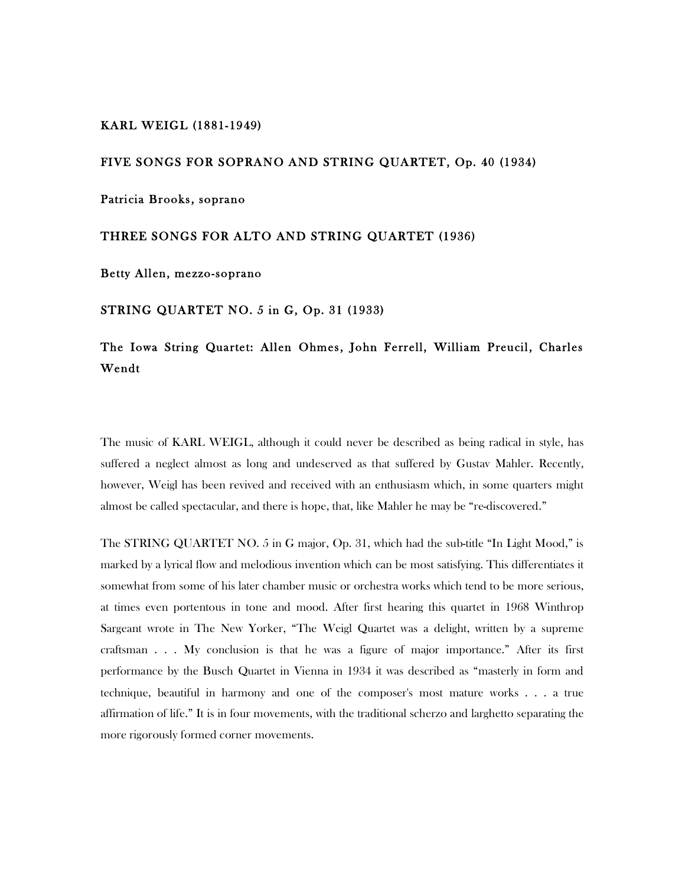# KARL WEIGL (1881-1949)

## FIVE SONGS FOR SOPRANO AND STRING QUARTET, Op. 40 (1934)

Patricia Brooks, soprano

## THREE SONGS FOR ALTO AND STRING QUARTET (1936)

Betty Allen, mezzo-soprano

## STRING QUARTET NO. 5 in G, Op. 31 (1933)

The Iowa String Quartet: Allen Ohmes, John Ferrell, William Preucil, Charles Wendt

The music of KARL WEIGL, although it could never be described as being radical in style, has suffered a neglect almost as long and undeserved as that suffered by Gustav Mahler. Recently, however, Weigl has been revived and received with an enthusiasm which, in some quarters might almost be called spectacular, and there is hope, that, like Mahler he may be "re-discovered."

The STRING QUARTET NO. 5 in G major, Op. 31, which had the sub-title "In Light Mood," is marked by a lyrical flow and melodious invention which can be most satisfying. This differentiates it somewhat from some of his later chamber music or orchestra works which tend to be more serious, at times even portentous in tone and mood. After first hearing this quartet in 1968 Winthrop Sargeant wrote in The New Yorker, "The Weigl Quartet was a delight, written by a supreme craftsman . . . My conclusion is that he was a figure of major importance." After its first performance by the Busch Quartet in Vienna in 1934 it was described as "masterly in form and technique, beautiful in harmony and one of the composer's most mature works . . . a true affirmation of life." It is in four movements, with the traditional scherzo and larghetto separating the more rigorously formed corner movements.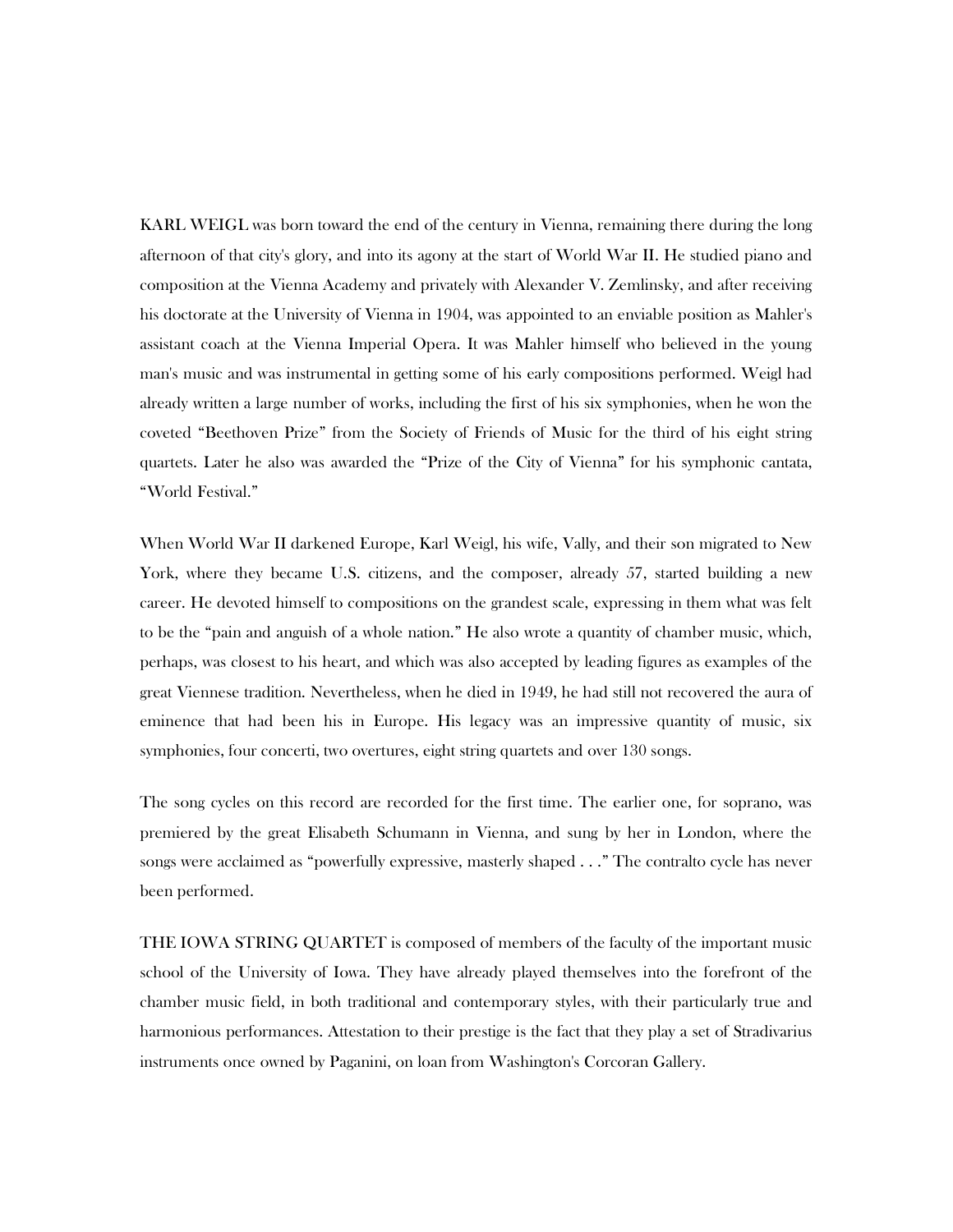KARL WEIGL was born toward the end of the century in Vienna, remaining there during the long afternoon of that city's glory, and into its agony at the start of World War II. He studied piano and composition at the Vienna Academy and privately with Alexander V. Zemlinsky, and after receiving his doctorate at the University of Vienna in 1904, was appointed to an enviable position as Mahler's assistant coach at the Vienna Imperial Opera. It was Mahler himself who believed in the young man's music and was instrumental in getting some of his early compositions performed. Weigl had already written a large number of works, including the first of his six symphonies, when he won the coveted "Beethoven Prize" from the Society of Friends of Music for the third of his eight string quartets. Later he also was awarded the "Prize of the City of Vienna" for his symphonic cantata, "World Festival."

When World War II darkened Europe, Karl Weigl, his wife, Vally, and their son migrated to New York, where they became U.S. citizens, and the composer, already 57, started building a new career. He devoted himself to compositions on the grandest scale, expressing in them what was felt to be the "pain and anguish of a whole nation." He also wrote a quantity of chamber music, which, perhaps, was closest to his heart, and which was also accepted by leading figures as examples of the great Viennese tradition. Nevertheless, when he died in 1949, he had still not recovered the aura of eminence that had been his in Europe. His legacy was an impressive quantity of music, six symphonies, four concerti, two overtures, eight string quartets and over 130 songs.

The song cycles on this record are recorded for the first time. The earlier one, for soprano, was premiered by the great Elisabeth Schumann in Vienna, and sung by her in London, where the songs were acclaimed as "powerfully expressive, masterly shaped . . ." The contralto cycle has never been performed.

THE IOWA STRING QUARTET is composed of members of the faculty of the important music school of the University of Iowa. They have already played themselves into the forefront of the chamber music field, in both traditional and contemporary styles, with their particularly true and harmonious performances. Attestation to their prestige is the fact that they play a set of Stradivarius instruments once owned by Paganini, on loan from Washington's Corcoran Gallery.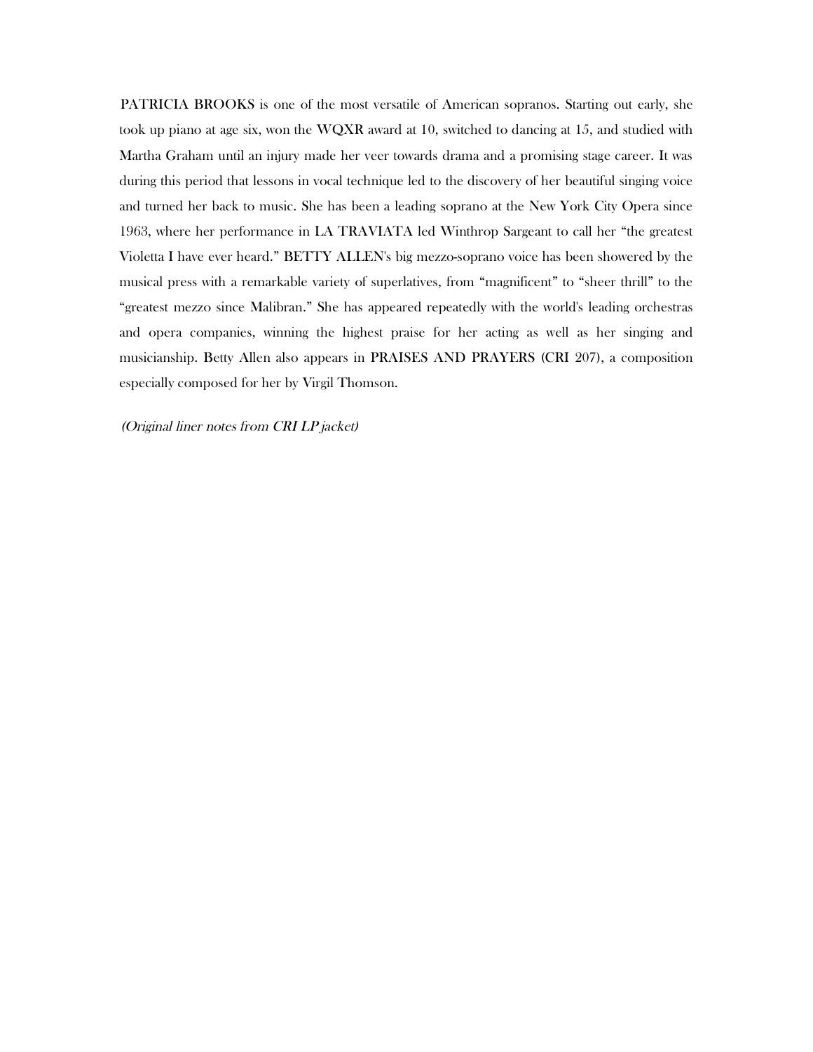PATRICIA BROOKS is one of the most versatile of American sopranos. Starting out early, she took up piano at age six, won the WQXR award at 10, switched to dancing at 15, and studied with Martha Graham until an injury made her veer towards drama and a promising stage career. It was during this period that lessons in vocal technique led to the discovery of her beautiful singing voice and turned her back to music. She has been a leading soprano at the New York City Opera since 1963, where her performance in LA TRAVIATA led Winthrop Sargeant to call her "the greatest Violetta I have ever heard." BETTY ALLEN's big mezzo-soprano voice has been showered by the musical press with a remarkable variety of superlatives, from "magnificent" to "sheer thrill" to the "greatest mezzo since Malibran." She has appeared repeatedly with the world's leading orchestras and opera companies, winning the highest praise for her acting as well as her singing and musicianship. Betty Allen also appears in PRAISES AND PRAYERS (CRI 207), a composition especially composed for her by Virgil Thomson.

*(Original liner notes from CRI LP jacket)*